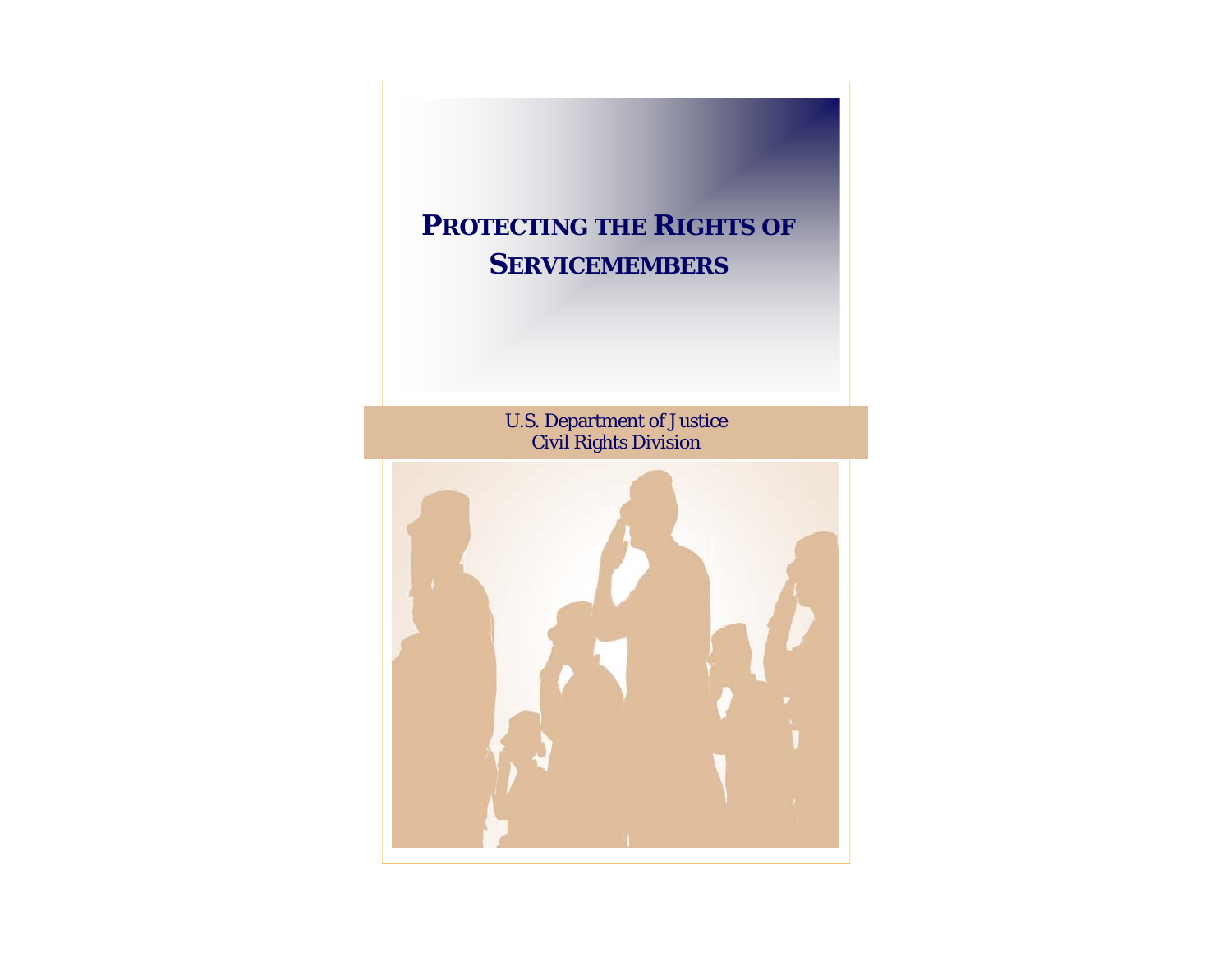# PROTECTING THE RIGHTS OF SERVICEMEMBERS

U.S. Department of Justice
Civil Rights Division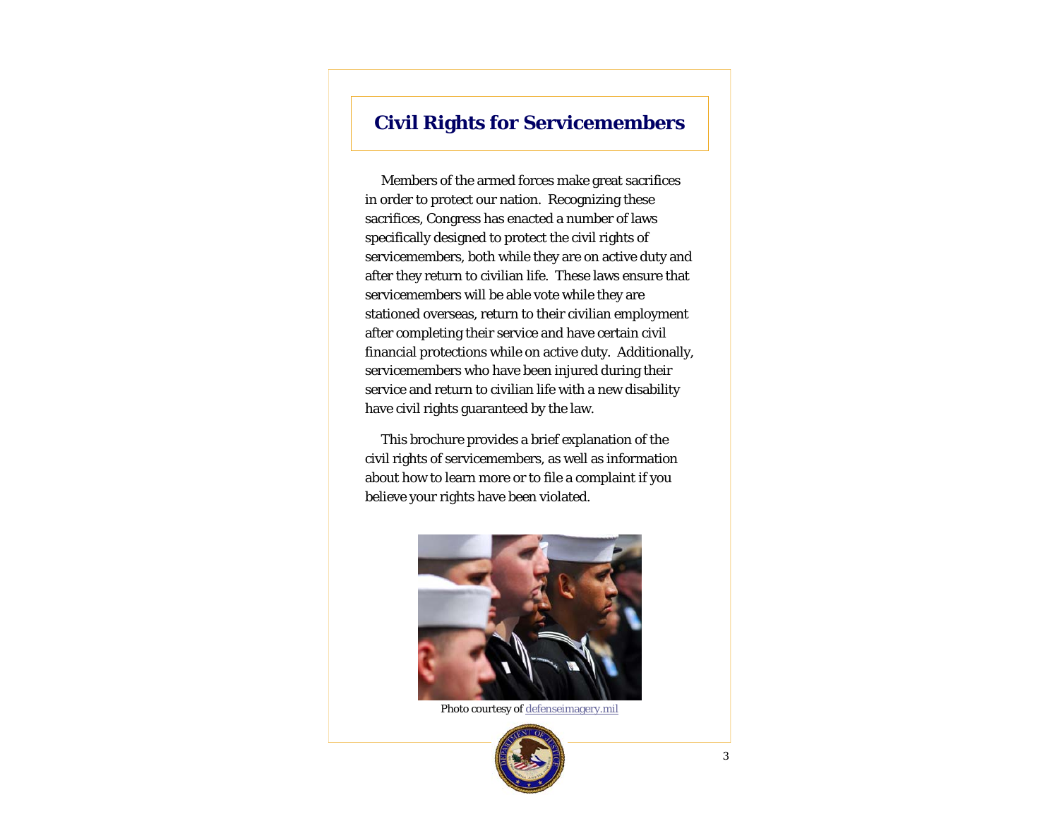# Civil Rights for Servicemembers

Members of the armed forces make great sacrifices in order to protect our nation. Recognizing these sacrifices, Congress has enacted a number of laws specifically designed to protect the civil rights of servicemembers, both while they are on active duty and after they return to civilian life. These laws ensure that servicemembers will be able vote while they are stationed overseas, return to their civilian employment after completing their service and have certain civil financial protections while on active duty. Additionally, servicemembers who have been injured during their service and return to civilian life with a new disability have civil rights guaranteed by the law.

This brochure provides a brief explanation of the civil rights of servicemembers, as well as information about how to learn more or to file a complaint if you believe your rights have been violated.

Photo courtesy of defenseimagery.mil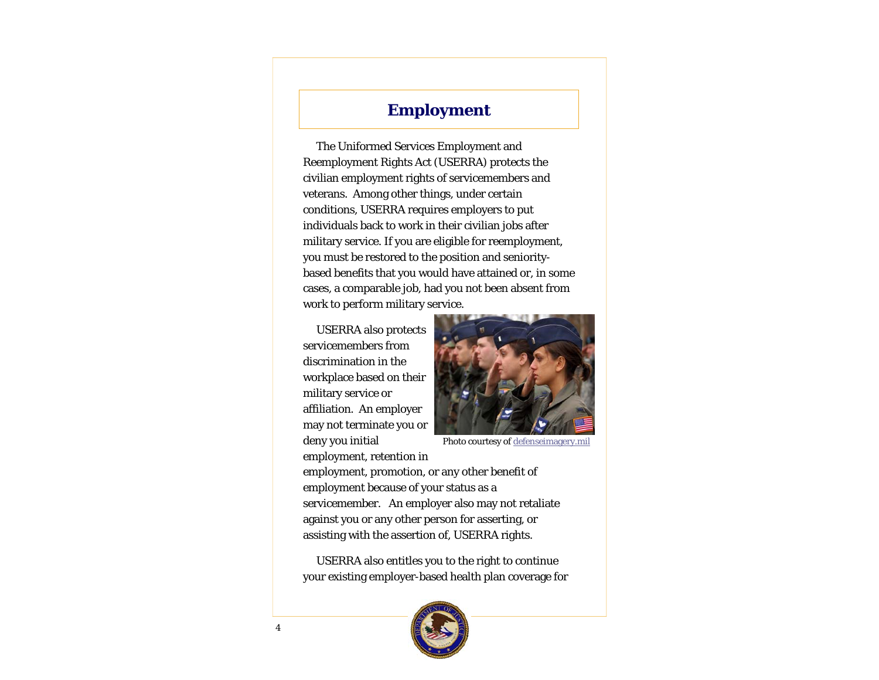# Employment

The Uniformed Services Employment and Reemployment Rights Act (USERRA) protects the civilian employment rights of servicemembers and veterans. Among other things, under certain conditions, USERRA requires employers to put individuals back to work in their civilian jobs after military service. If you are eligible for reemployment, you must be restored to the position and seniority-based benefits that you would have attained or, in some cases, a comparable job, had you not been absent from work to perform military service.

USERRA also protects servicemembers from discrimination in the workplace based on their military service or affiliation. An employer may not terminate you or deny you initial employment, retention in employment, promotion, or any other benefit of employment because of your status as a servicemember. An employer also may not retaliate against you or any other person for asserting, or assisting with the assertion of, USERRA rights.

Photo courtesy of defenseimagery.mil

USERRA also entitles you to the right to continue your existing employer-based health plan coverage for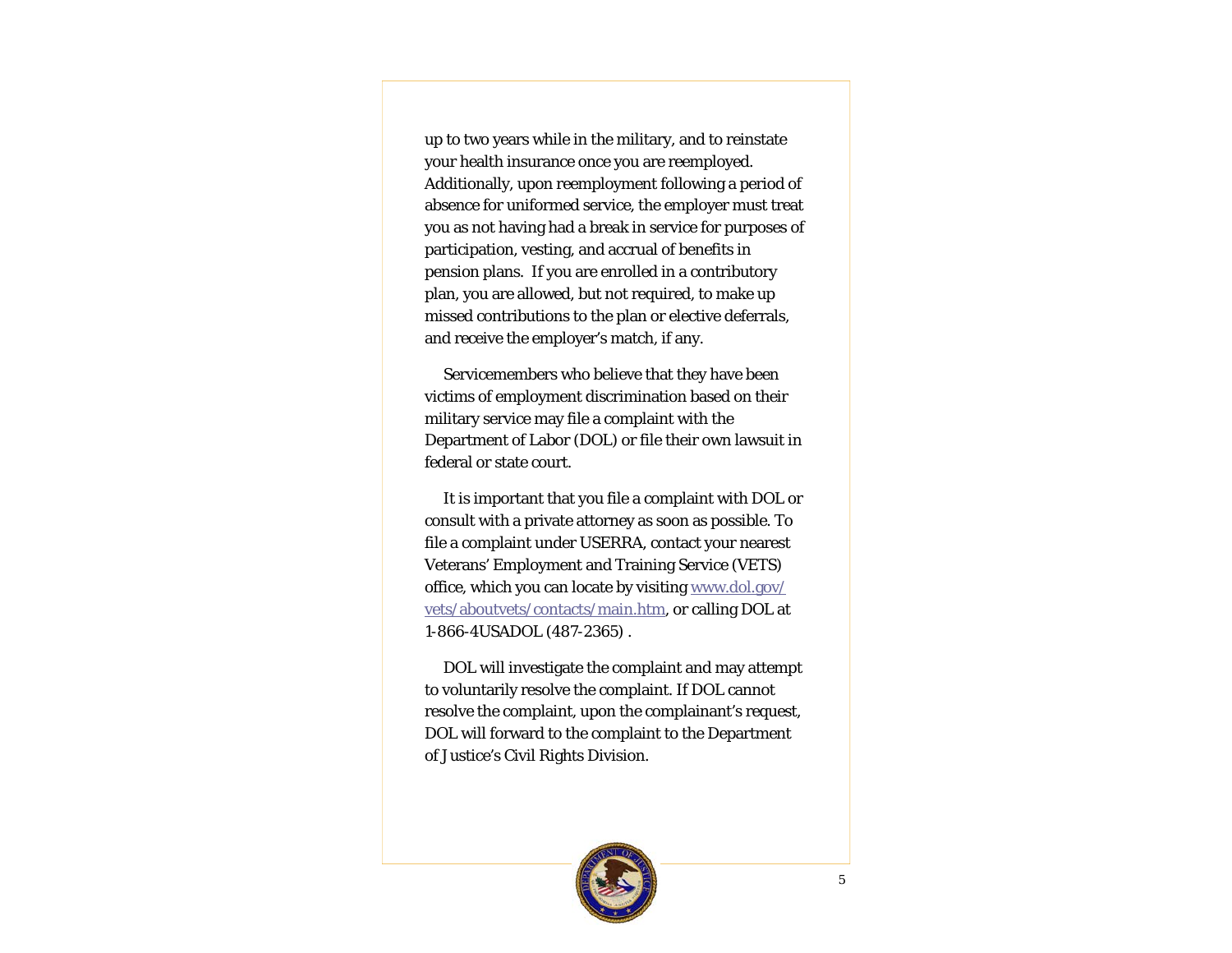up to two years while in the military, and to reinstate your health insurance once you are reemployed. Additionally, upon reemployment following a period of absence for uniformed service, the employer must treat you as not having had a break in service for purposes of participation, vesting, and accrual of benefits in pension plans. If you are enrolled in a contributory plan, you are allowed, but not required, to make up missed contributions to the plan or elective deferrals, and receive the employer's match, if any.

Servicemembers who believe that they have been victims of employment discrimination based on their military service may file a complaint with the Department of Labor (DOL) or file their own lawsuit in federal or state court.

It is important that you file a complaint with DOL or consult with a private attorney as soon as possible. To file a complaint under USERRA, contact your nearest Veterans' Employment and Training Service (VETS) office, which you can locate by visiting www.dol.gov/vets/aboutvets/contacts/main.htm, or calling DOL at 1-866-4USADOL (487-2365) .

DOL will investigate the complaint and may attempt to voluntarily resolve the complaint. If DOL cannot resolve the complaint, upon the complainant's request, DOL will forward to the complaint to the Department of Justice's Civil Rights Division.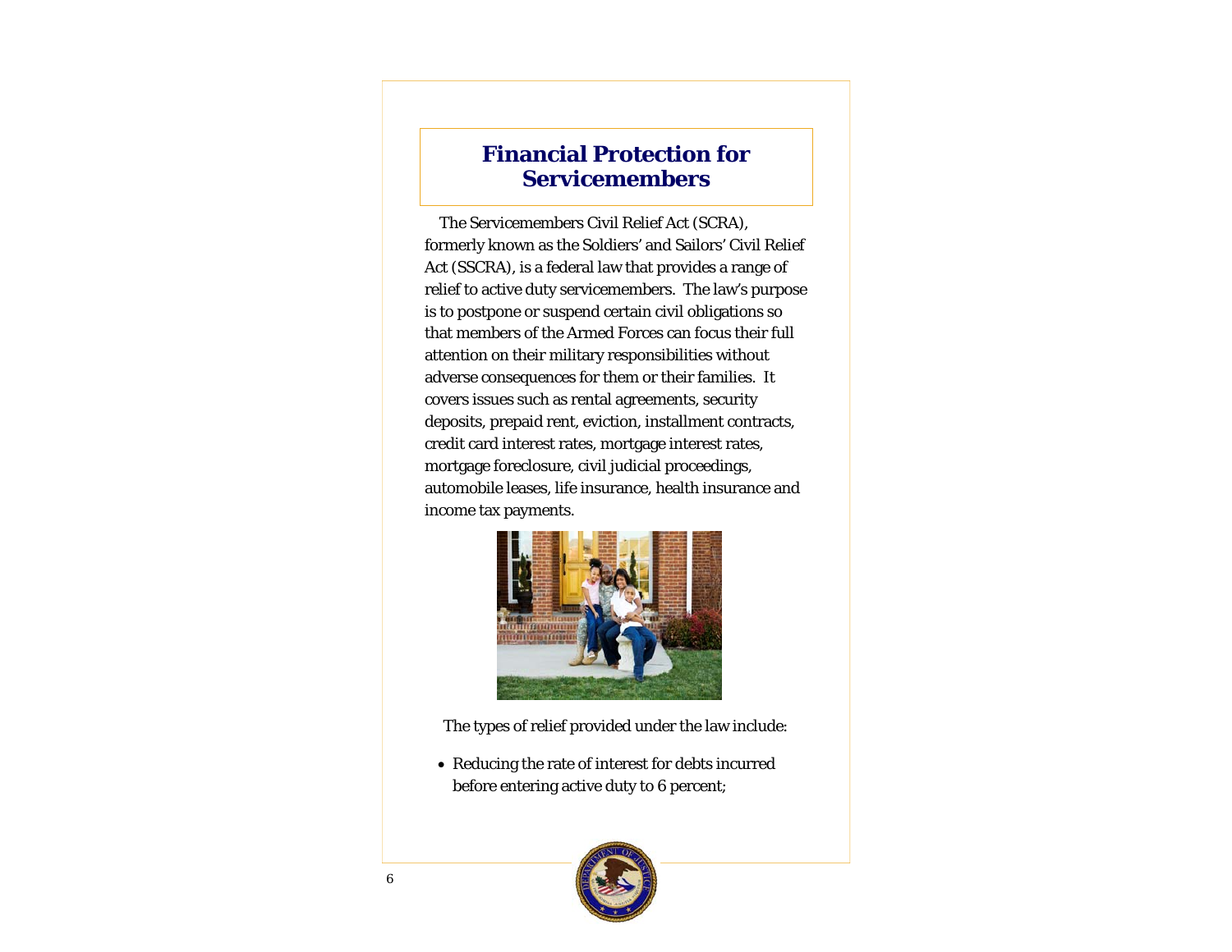## Financial Protection for Servicemembers

The Servicemembers Civil Relief Act (SCRA), formerly known as the Soldiers' and Sailors' Civil Relief Act (SSCRA), is a federal law that provides a range of relief to active duty servicemembers. The law's purpose is to postpone or suspend certain civil obligations so that members of the Armed Forces can focus their full attention on their military responsibilities without adverse consequences for them or their families. It covers issues such as rental agreements, security deposits, prepaid rent, eviction, installment contracts, credit card interest rates, mortgage interest rates, mortgage foreclosure, civil judicial proceedings, automobile leases, life insurance, health insurance and income tax payments.

The types of relief provided under the law include:

- Reducing the rate of interest for debts incurred before entering active duty to 6 percent;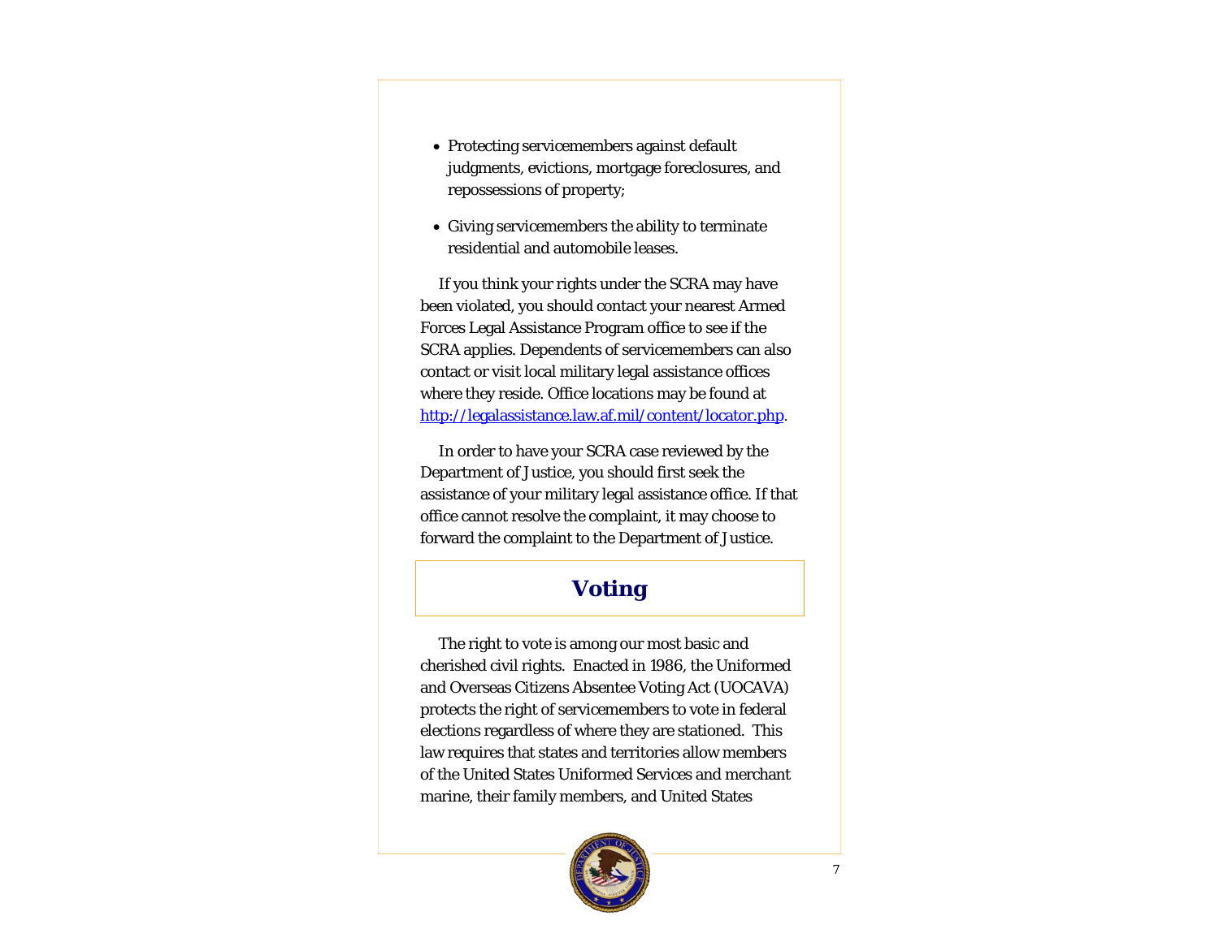- Protecting servicemembers against default judgments, evictions, mortgage foreclosures, and repossessions of property;
- Giving servicemembers the ability to terminate residential and automobile leases.

If you think your rights under the SCRA may have been violated, you should contact your nearest Armed Forces Legal Assistance Program office to see if the SCRA applies. Dependents of servicemembers can also contact or visit local military legal assistance offices where they reside. Office locations may be found at [http://legalassistance.law.af.mil/content/locator.php](http://legalassistance.law.af.mil/content/locator.php).

In order to have your SCRA case reviewed by the Department of Justice, you should first seek the assistance of your military legal assistance office. If that office cannot resolve the complaint, it may choose to forward the complaint to the Department of Justice.

## Voting

The right to vote is among our most basic and cherished civil rights. Enacted in 1986, the Uniformed and Overseas Citizens Absentee Voting Act (UOCAVA) protects the right of servicemembers to vote in federal elections regardless of where they are stationed. This law requires that states and territories allow members of the United States Uniformed Services and merchant marine, their family members, and United States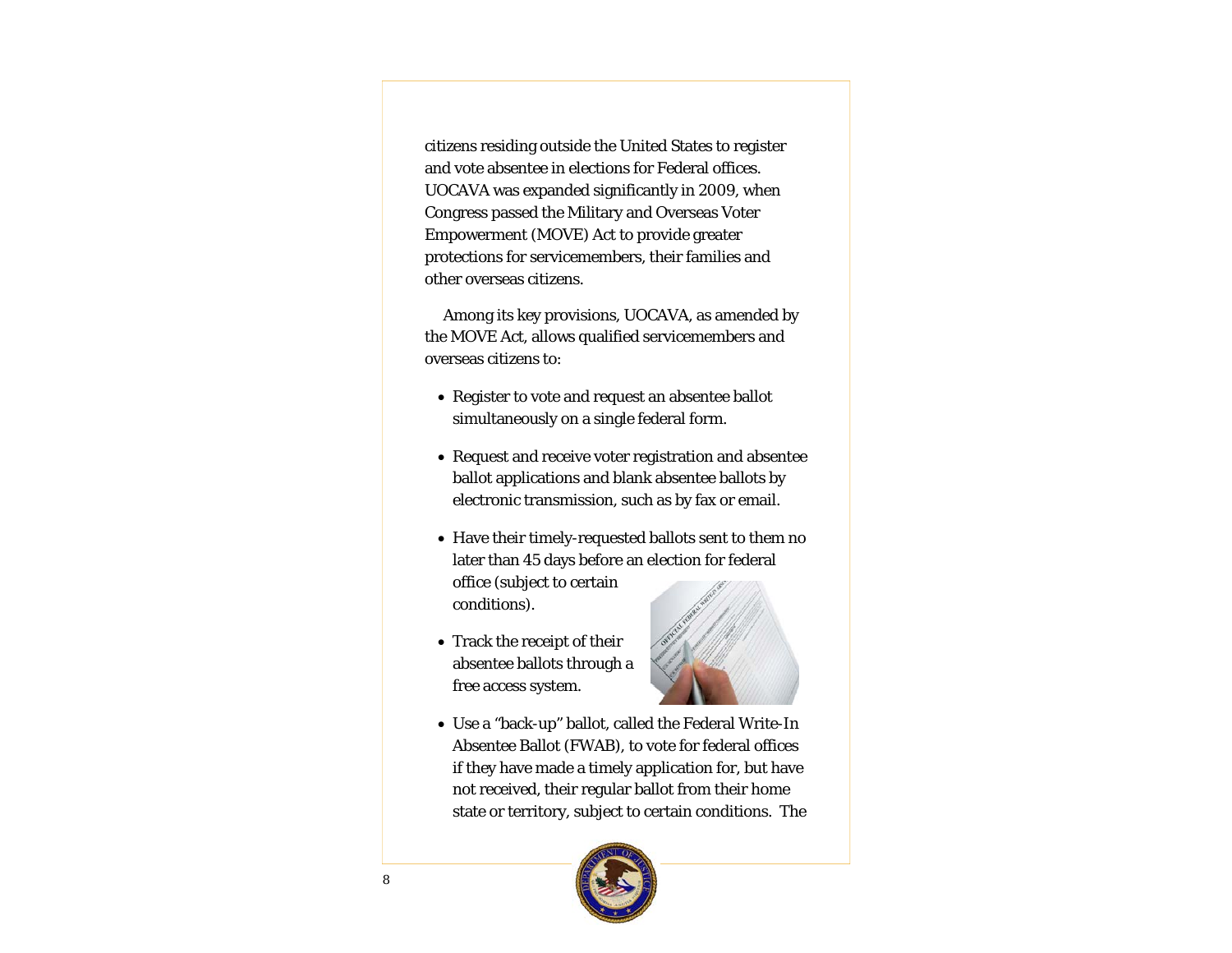citizens residing outside the United States to register and vote absentee in elections for Federal offices. UOCAVA was expanded significantly in 2009, when Congress passed the Military and Overseas Voter Empowerment (MOVE) Act to provide greater protections for servicemembers, their families and other overseas citizens.

Among its key provisions, UOCAVA, as amended by the MOVE Act, allows qualified servicemembers and overseas citizens to:

- Register to vote and request an absentee ballot simultaneously on a single federal form.
- Request and receive voter registration and absentee ballot applications and blank absentee ballots by electronic transmission, such as by fax or email.
- Have their timely-requested ballots sent to them no later than 45 days before an election for federal office (subject to certain conditions).
- Track the receipt of their absentee ballots through a free access system.
- Use a "back-up" ballot, called the Federal Write-In Absentee Ballot (FWAB), to vote for federal offices if they have made a timely application for, but have not received, their regular ballot from their home state or territory, subject to certain conditions. The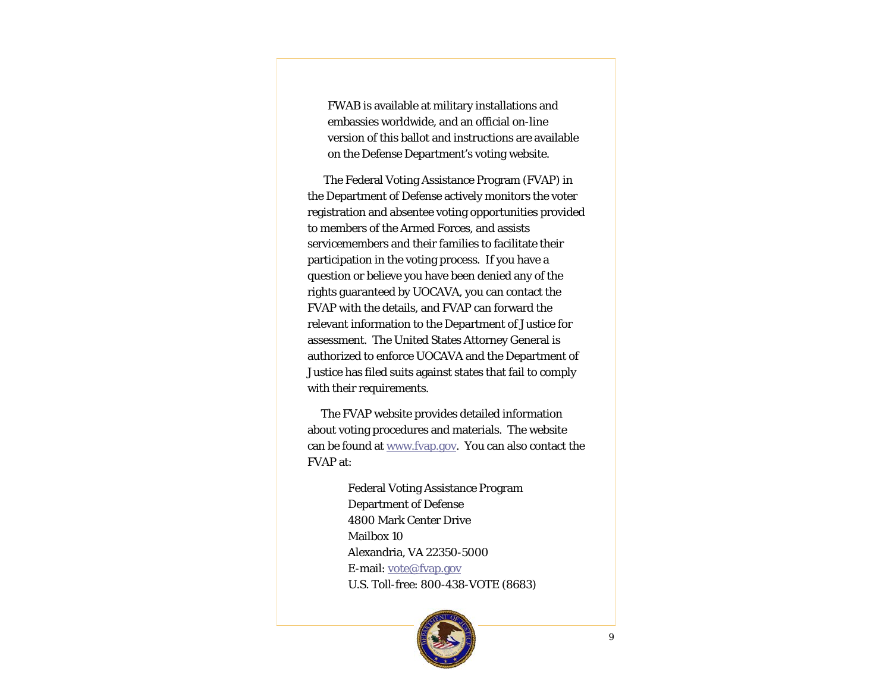FWAB is available at military installations and embassies worldwide, and an official on-line version of this ballot and instructions are available on the Defense Department's voting website.

The Federal Voting Assistance Program (FVAP) in the Department of Defense actively monitors the voter registration and absentee voting opportunities provided to members of the Armed Forces, and assists servicemembers and their families to facilitate their participation in the voting process. If you have a question or believe you have been denied any of the rights guaranteed by UOCAVA, you can contact the FVAP with the details, and FVAP can forward the relevant information to the Department of Justice for assessment. The United States Attorney General is authorized to enforce UOCAVA and the Department of Justice has filed suits against states that fail to comply with their requirements.

The FVAP website provides detailed information about voting procedures and materials. The website can be found at www.fvap.gov. You can also contact the FVAP at:

Federal Voting Assistance Program
Department of Defense
4800 Mark Center Drive
Mailbox 10
Alexandria, VA 22350-5000
E-mail: vote@fvap.gov
U.S. Toll-free: 800-438-VOTE (8683)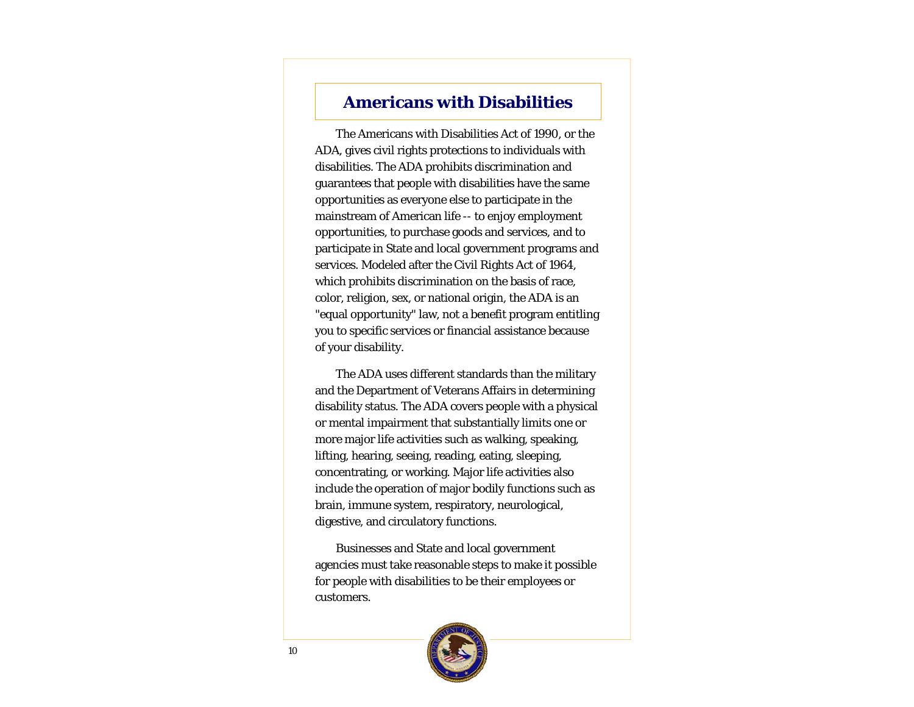# Americans with Disabilities

The Americans with Disabilities Act of 1990, or the ADA, gives civil rights protections to individuals with disabilities. The ADA prohibits discrimination and guarantees that people with disabilities have the same opportunities as everyone else to participate in the mainstream of American life -- to enjoy employment opportunities, to purchase goods and services, and to participate in State and local government programs and services. Modeled after the Civil Rights Act of 1964, which prohibits discrimination on the basis of race, color, religion, sex, or national origin, the ADA is an "equal opportunity" law, not a benefit program entitling you to specific services or financial assistance because of your disability.

The ADA uses different standards than the military and the Department of Veterans Affairs in determining disability status. The ADA covers people with a physical or mental impairment that substantially limits one or more major life activities such as walking, speaking, lifting, hearing, seeing, reading, eating, sleeping, concentrating, or working. Major life activities also include the operation of major bodily functions such as brain, immune system, respiratory, neurological, digestive, and circulatory functions.

Businesses and State and local government agencies must take reasonable steps to make it possible for people with disabilities to be their employees or customers.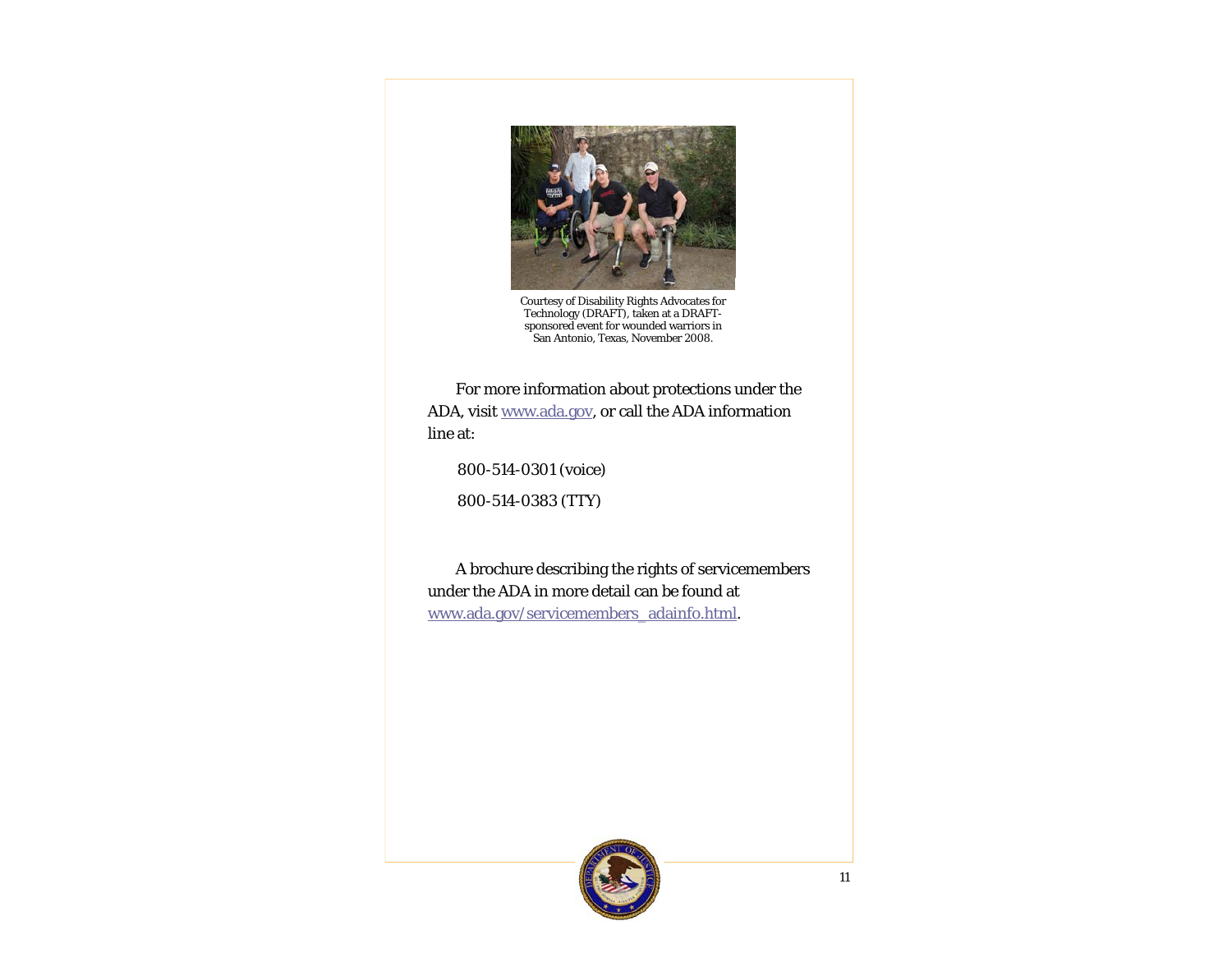Courtesy of Disability Rights Advocates for Technology (DRAFT), taken at a DRAFT-sponsored event for wounded warriors in San Antonio, Texas, November 2008.

For more information about protections under the ADA, visit www.ada.gov, or call the ADA information line at:

800-514-0301 (voice)

800-514-0383 (TTY)

A brochure describing the rights of servicemembers under the ADA in more detail can be found at www.ada.gov/servicemembers_adainfo.html.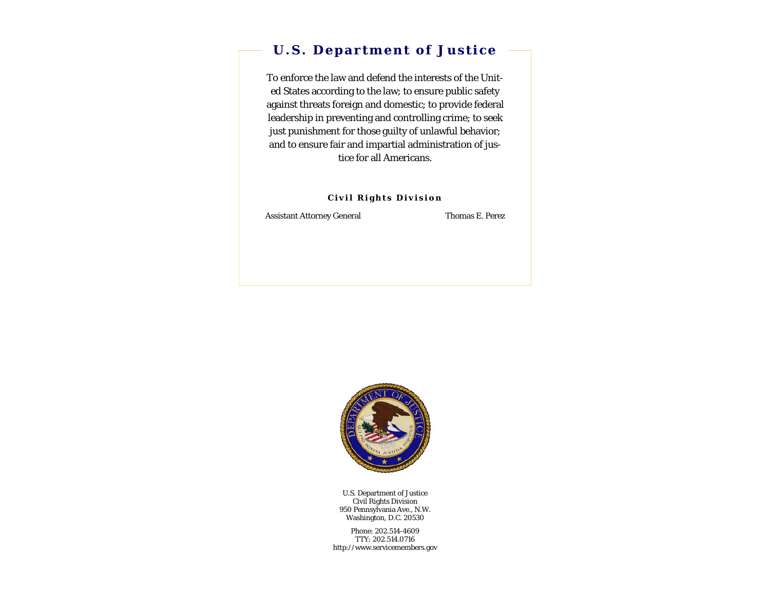# U.S. Department of Justice

To enforce the law and defend the interests of the United States according to the law; to ensure public safety against threats foreign and domestic; to provide federal leadership in preventing and controlling crime; to seek just punishment for those guilty of unlawful behavior; and to ensure fair and impartial administration of justice for all Americans.

**Civil Rights Division**

Assistant Attorney General — Thomas E. Perez

U.S. Department of Justice
Civil Rights Division
950 Pennsylvania Ave., N.W.
Washington, D.C. 20530

Phone: 202.514-4609
TTY: 202.514.0716
http://www.servicemembers.gov